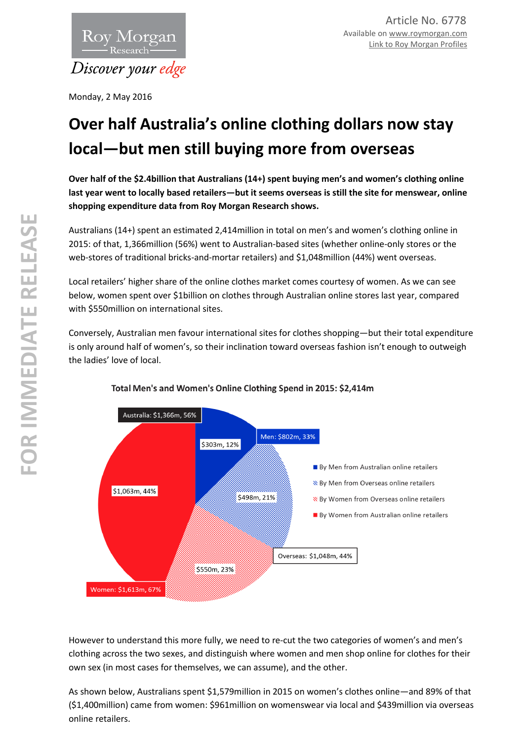Article No. 6778
Available on www.roymorgan.com
Link to Roy Morgan Profiles

Monday, 2 May 2016

# Over half Australia's online clothing dollars now stay local—but men still buying more from overseas

**Over half of the $2.4billion that Australians (14+) spent buying men's and women's clothing online last year went to locally based retailers—but it seems overseas is still the site for menswear, online shopping expenditure data from Roy Morgan Research shows.**

Australians (14+) spent an estimated 2,414million in total on men's and women's clothing online in 2015: of that, 1,366million (56%) went to Australian-based sites (whether online-only stores or the web-stores of traditional bricks-and-mortar retailers) and $1,048million (44%) went overseas.

Local retailers' higher share of the online clothes market comes courtesy of women. As we can see below, women spent over $1billion on clothes through Australian online stores last year, compared with $550million on international sites.

Conversely, Australian men favour international sites for clothes shopping—but their total expenditure is only around half of women's, so their inclination toward overseas fashion isn't enough to outweigh the ladies' love of local.

**Total Men's and Women's Online Clothing Spend in 2015: $2,414m**

| Segment | Spend | Share |
|---|---|---|
| By Men from Australian online retailers | $303m | 12% |
| By Men from Overseas online retailers | $498m | 21% |
| By Women from Overseas online retailers | $550m | 23% |
| By Women from Australian online retailers | $1,063m | 44% |
| Men | $802m | 33% |
| Women | $1,613m | 67% |
| Australia | $1,366m | 56% |
| Overseas | $1,048m | 44% |

However to understand this more fully, we need to re-cut the two categories of women's and men's clothing across the two sexes, and distinguish where women and men shop online for clothes for their own sex (in most cases for themselves, we can assume), and the other.

As shown below, Australians spent $1,579million in 2015 on women's clothes online—and 89% of that ($1,400million) came from women: $961million on womenswear via local and $439million via overseas online retailers.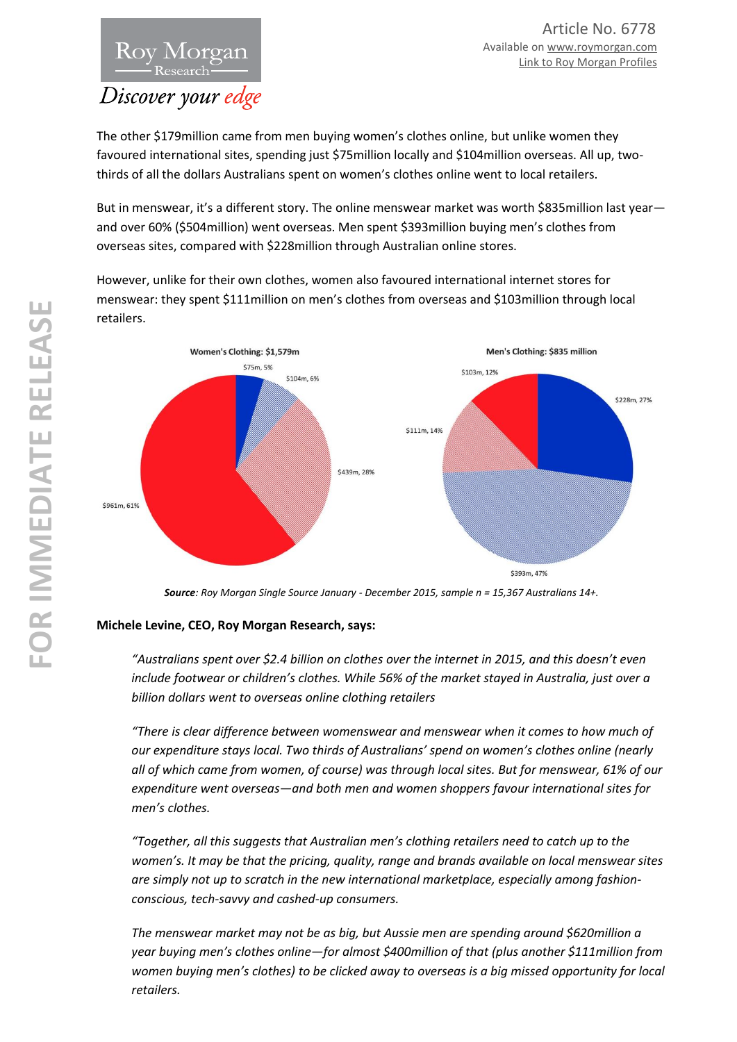The other $179million came from men buying women's clothes online, but unlike women they favoured international sites, spending just $75million locally and $104million overseas. All up, two-thirds of all the dollars Australians spent on women's clothes online went to local retailers.

But in menswear, it's a different story. The online menswear market was worth $835million last year—and over 60% ($504million) went overseas. Men spent $393million buying men's clothes from overseas sites, compared with $228million through Australian online stores.

However, unlike for their own clothes, women also favoured international internet stores for menswear: they spent $111million on men's clothes from overseas and $103million through local retailers.

**Women's Clothing: $1,579m**

$75m, 5%; $104m, 6%; $439m, 28%; $961m, 61%

**Men's Clothing: $835 million**

$103m, 12%; $228m, 27%; $111m, 14%; $393m, 47%

***Source**: Roy Morgan Single Source January - December 2015, sample n = 15,367 Australians 14+.*

**Michele Levine, CEO, Roy Morgan Research, says:**

*"Australians spent over $2.4 billion on clothes over the internet in 2015, and this doesn't even include footwear or children's clothes. While 56% of the market stayed in Australia, just over a billion dollars went to overseas online clothing retailers*

*"There is clear difference between womenswear and menswear when it comes to how much of our expenditure stays local. Two thirds of Australians' spend on women's clothes online (nearly all of which came from women, of course) was through local sites. But for menswear, 61% of our expenditure went overseas—and both men and women shoppers favour international sites for men's clothes.*

*"Together, all this suggests that Australian men's clothing retailers need to catch up to the women's. It may be that the pricing, quality, range and brands available on local menswear sites are simply not up to scratch in the new international marketplace, especially among fashion-conscious, tech-savvy and cashed-up consumers.*

*The menswear market may not be as big, but Aussie men are spending around $620million a year buying men's clothes online—for almost $400million of that (plus another $111million from women buying men's clothes) to be clicked away to overseas is a big missed opportunity for local retailers.*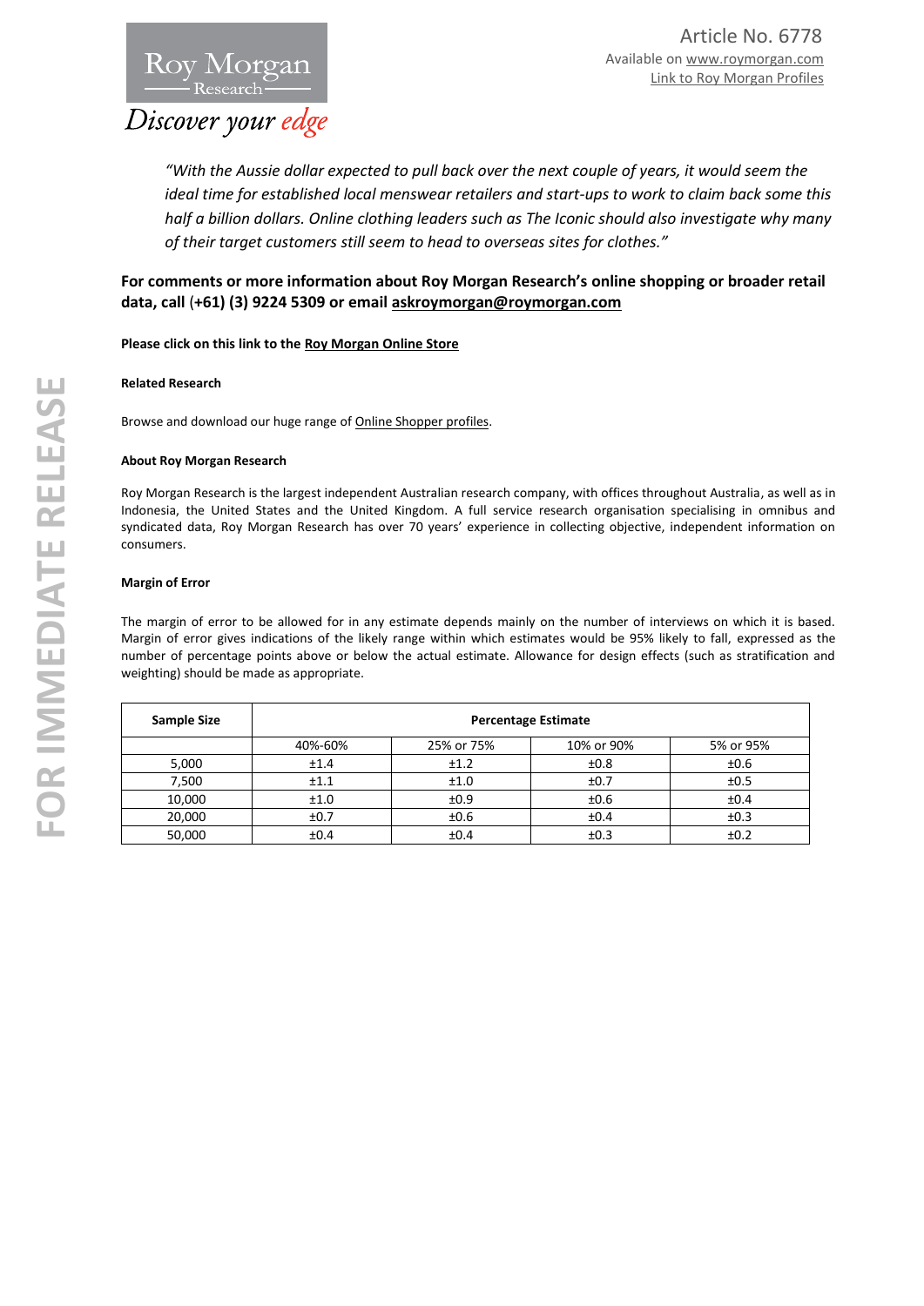*"With the Aussie dollar expected to pull back over the next couple of years, it would seem the ideal time for established local menswear retailers and start-ups to work to claim back some this half a billion dollars. Online clothing leaders such as The Iconic should also investigate why many of their target customers still seem to head to overseas sites for clothes."*

**For comments or more information about Roy Morgan Research's online shopping or broader retail data, call (+61) (3) 9224 5309 or email askroymorgan@roymorgan.com**

**Please click on this link to the Roy Morgan Online Store**

**Related Research**

Browse and download our huge range of Online Shopper profiles.

**About Roy Morgan Research**

Roy Morgan Research is the largest independent Australian research company, with offices throughout Australia, as well as in Indonesia, the United States and the United Kingdom. A full service research organisation specialising in omnibus and syndicated data, Roy Morgan Research has over 70 years' experience in collecting objective, independent information on consumers.

**Margin of Error**

The margin of error to be allowed for in any estimate depends mainly on the number of interviews on which it is based. Margin of error gives indications of the likely range within which estimates would be 95% likely to fall, expressed as the number of percentage points above or below the actual estimate. Allowance for design effects (such as stratification and weighting) should be made as appropriate.

| Sample Size | Percentage Estimate | | | |
|---|---|---|---|---|
| | 40%-60% | 25% or 75% | 10% or 90% | 5% or 95% |
| 5,000 | ±1.4 | ±1.2 | ±0.8 | ±0.6 |
| 7,500 | ±1.1 | ±1.0 | ±0.7 | ±0.5 |
| 10,000 | ±1.0 | ±0.9 | ±0.6 | ±0.4 |
| 20,000 | ±0.7 | ±0.6 | ±0.4 | ±0.3 |
| 50,000 | ±0.4 | ±0.4 | ±0.3 | ±0.2 |